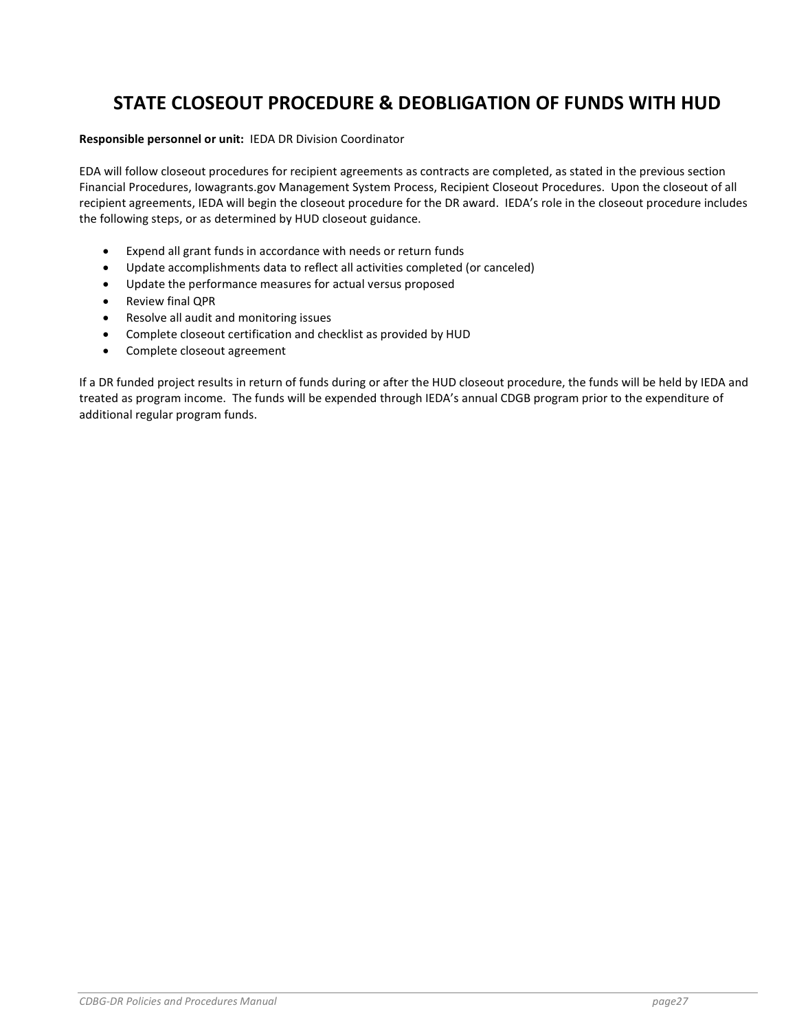# STATE CLOSEOUT PROCEDURE & DEOBLIGATION OF FUNDS WITH HUD

**Responsible personnel or unit:** IEDA DR Division Coordinator

EDA will follow closeout procedures for recipient agreements as contracts are completed, as stated in the previous section Financial Procedures, Iowagrants.gov Management System Process, Recipient Closeout Procedures. Upon the closeout of all recipient agreements, IEDA will begin the closeout procedure for the DR award. IEDA's role in the closeout procedure includes the following steps, or as determined by HUD closeout guidance.

- Expend all grant funds in accordance with needs or return funds
- Update accomplishments data to reflect all activities completed (or canceled)
- Update the performance measures for actual versus proposed
- Review final QPR
- Resolve all audit and monitoring issues
- Complete closeout certification and checklist as provided by HUD
- Complete closeout agreement

If a DR funded project results in return of funds during or after the HUD closeout procedure, the funds will be held by IEDA and treated as program income. The funds will be expended through IEDA's annual CDGB program prior to the expenditure of additional regular program funds.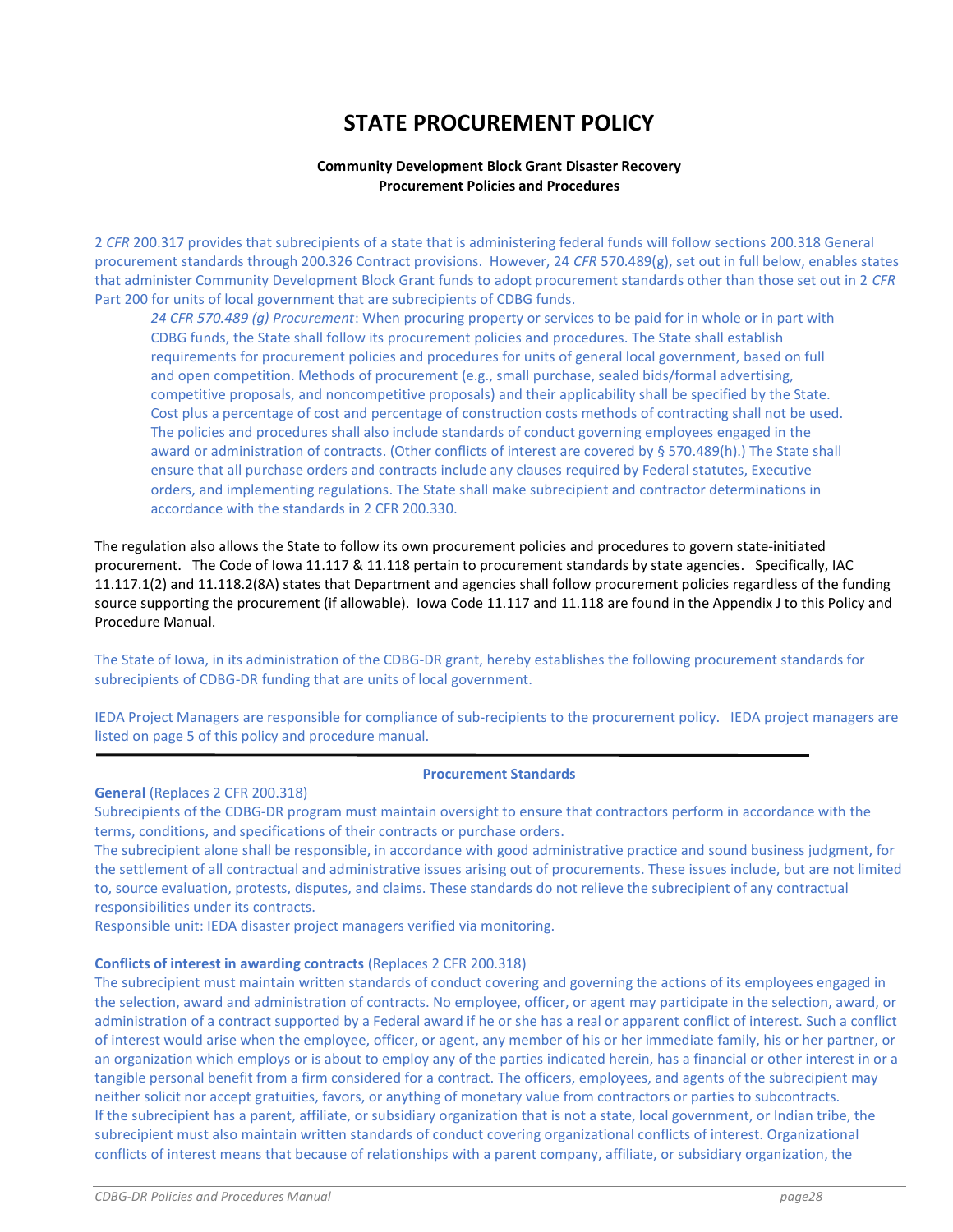# STATE PROCUREMENT POLICY

**Community Development Block Grant Disaster Recovery**
**Procurement Policies and Procedures**

2 *CFR* 200.317 provides that subrecipients of a state that is administering federal funds will follow sections 200.318 General procurement standards through 200.326 Contract provisions. However, 24 *CFR* 570.489(g), set out in full below, enables states that administer Community Development Block Grant funds to adopt procurement standards other than those set out in 2 *CFR* Part 200 for units of local government that are subrecipients of CDBG funds.

> *24 CFR 570.489 (g) Procurement*: When procuring property or services to be paid for in whole or in part with CDBG funds, the State shall follow its procurement policies and procedures. The State shall establish requirements for procurement policies and procedures for units of general local government, based on full and open competition. Methods of procurement (e.g., small purchase, sealed bids/formal advertising, competitive proposals, and noncompetitive proposals) and their applicability shall be specified by the State. Cost plus a percentage of cost and percentage of construction costs methods of contracting shall not be used. The policies and procedures shall also include standards of conduct governing employees engaged in the award or administration of contracts. (Other conflicts of interest are covered by § 570.489(h).) The State shall ensure that all purchase orders and contracts include any clauses required by Federal statutes, Executive orders, and implementing regulations. The State shall make subrecipient and contractor determinations in accordance with the standards in 2 CFR 200.330.

The regulation also allows the State to follow its own procurement policies and procedures to govern state-initiated procurement. The Code of Iowa 11.117 & 11.118 pertain to procurement standards by state agencies. Specifically, IAC 11.117.1(2) and 11.118.2(8A) states that Department and agencies shall follow procurement policies regardless of the funding source supporting the procurement (if allowable). Iowa Code 11.117 and 11.118 are found in the Appendix J to this Policy and Procedure Manual.

The State of Iowa, in its administration of the CDBG-DR grant, hereby establishes the following procurement standards for subrecipients of CDBG-DR funding that are units of local government.

IEDA Project Managers are responsible for compliance of sub-recipients to the procurement policy. IEDA project managers are listed on page 5 of this policy and procedure manual.

---

## Procurement Standards

**General** (Replaces 2 CFR 200.318)

Subrecipients of the CDBG-DR program must maintain oversight to ensure that contractors perform in accordance with the terms, conditions, and specifications of their contracts or purchase orders.

The subrecipient alone shall be responsible, in accordance with good administrative practice and sound business judgment, for the settlement of all contractual and administrative issues arising out of procurements. These issues include, but are not limited to, source evaluation, protests, disputes, and claims. These standards do not relieve the subrecipient of any contractual responsibilities under its contracts.

Responsible unit: IEDA disaster project managers verified via monitoring.

**Conflicts of interest in awarding contracts** (Replaces 2 CFR 200.318)

The subrecipient must maintain written standards of conduct covering and governing the actions of its employees engaged in the selection, award and administration of contracts. No employee, officer, or agent may participate in the selection, award, or administration of a contract supported by a Federal award if he or she has a real or apparent conflict of interest. Such a conflict of interest would arise when the employee, officer, or agent, any member of his or her immediate family, his or her partner, or an organization which employs or is about to employ any of the parties indicated herein, has a financial or other interest in or a tangible personal benefit from a firm considered for a contract. The officers, employees, and agents of the subrecipient may neither solicit nor accept gratuities, favors, or anything of monetary value from contractors or parties to subcontracts.

If the subrecipient has a parent, affiliate, or subsidiary organization that is not a state, local government, or Indian tribe, the subrecipient must also maintain written standards of conduct covering organizational conflicts of interest. Organizational conflicts of interest means that because of relationships with a parent company, affiliate, or subsidiary organization, the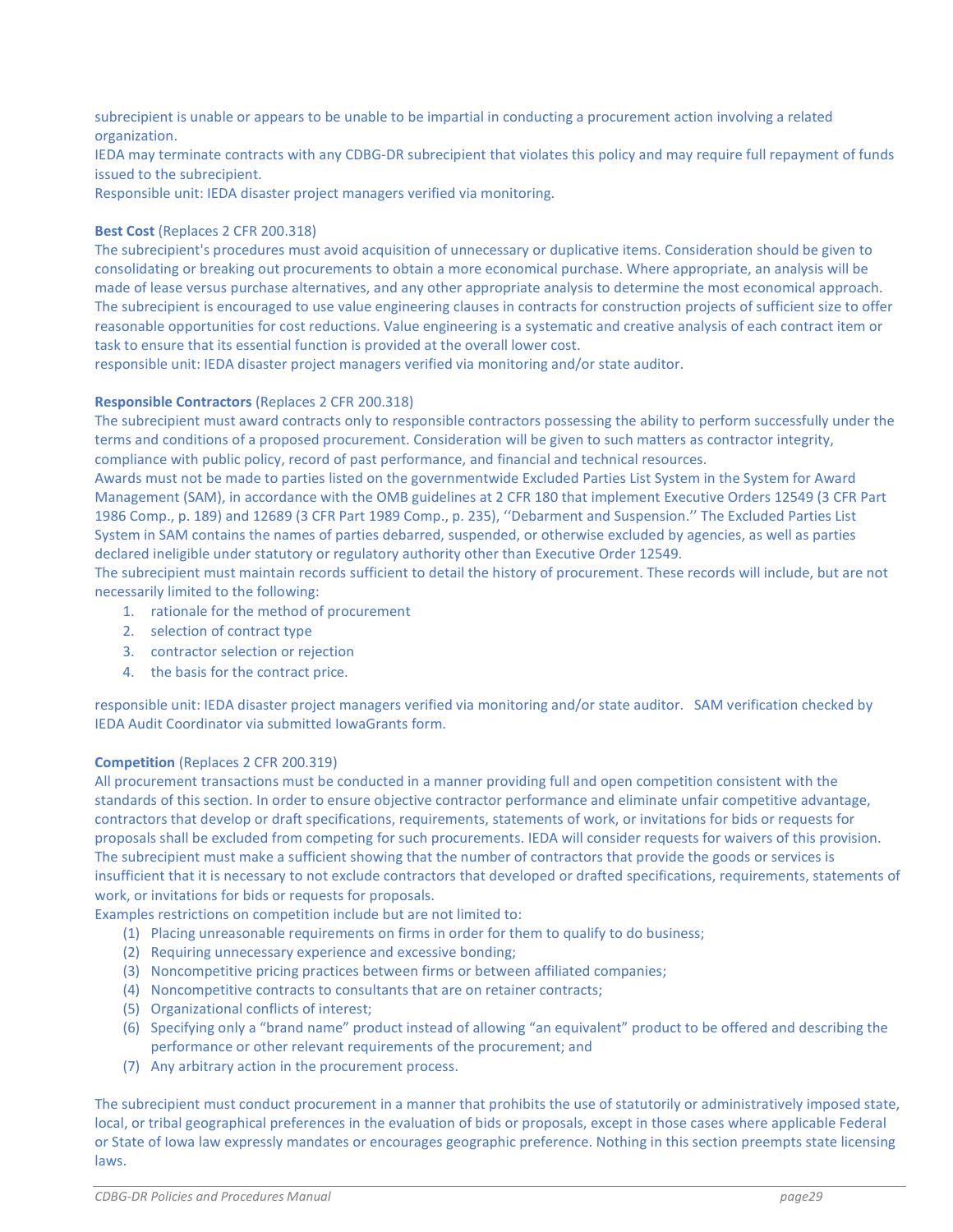subrecipient is unable or appears to be unable to be impartial in conducting a procurement action involving a related organization.

IEDA may terminate contracts with any CDBG-DR subrecipient that violates this policy and may require full repayment of funds issued to the subrecipient.

Responsible unit: IEDA disaster project managers verified via monitoring.

**Best Cost** (Replaces 2 CFR 200.318)

The subrecipient's procedures must avoid acquisition of unnecessary or duplicative items. Consideration should be given to consolidating or breaking out procurements to obtain a more economical purchase. Where appropriate, an analysis will be made of lease versus purchase alternatives, and any other appropriate analysis to determine the most economical approach. The subrecipient is encouraged to use value engineering clauses in contracts for construction projects of sufficient size to offer reasonable opportunities for cost reductions. Value engineering is a systematic and creative analysis of each contract item or task to ensure that its essential function is provided at the overall lower cost.

responsible unit: IEDA disaster project managers verified via monitoring and/or state auditor.

**Responsible Contractors** (Replaces 2 CFR 200.318)

The subrecipient must award contracts only to responsible contractors possessing the ability to perform successfully under the terms and conditions of a proposed procurement. Consideration will be given to such matters as contractor integrity, compliance with public policy, record of past performance, and financial and technical resources.

Awards must not be made to parties listed on the governmentwide Excluded Parties List System in the System for Award Management (SAM), in accordance with the OMB guidelines at 2 CFR 180 that implement Executive Orders 12549 (3 CFR Part 1986 Comp., p. 189) and 12689 (3 CFR Part 1989 Comp., p. 235), ''Debarment and Suspension.'' The Excluded Parties List System in SAM contains the names of parties debarred, suspended, or otherwise excluded by agencies, as well as parties declared ineligible under statutory or regulatory authority other than Executive Order 12549.

The subrecipient must maintain records sufficient to detail the history of procurement. These records will include, but are not necessarily limited to the following:

1. rationale for the method of procurement
2. selection of contract type
3. contractor selection or rejection
4. the basis for the contract price.

responsible unit: IEDA disaster project managers verified via monitoring and/or state auditor. SAM verification checked by IEDA Audit Coordinator via submitted IowaGrants form.

**Competition** (Replaces 2 CFR 200.319)

All procurement transactions must be conducted in a manner providing full and open competition consistent with the standards of this section. In order to ensure objective contractor performance and eliminate unfair competitive advantage, contractors that develop or draft specifications, requirements, statements of work, or invitations for bids or requests for proposals shall be excluded from competing for such procurements. IEDA will consider requests for waivers of this provision. The subrecipient must make a sufficient showing that the number of contractors that provide the goods or services is insufficient that it is necessary to not exclude contractors that developed or drafted specifications, requirements, statements of work, or invitations for bids or requests for proposals.

Examples restrictions on competition include but are not limited to:

(1) Placing unreasonable requirements on firms in order for them to qualify to do business;
(2) Requiring unnecessary experience and excessive bonding;
(3) Noncompetitive pricing practices between firms or between affiliated companies;
(4) Noncompetitive contracts to consultants that are on retainer contracts;
(5) Organizational conflicts of interest;
(6) Specifying only a "brand name" product instead of allowing "an equivalent" product to be offered and describing the performance or other relevant requirements of the procurement; and
(7) Any arbitrary action in the procurement process.

The subrecipient must conduct procurement in a manner that prohibits the use of statutorily or administratively imposed state, local, or tribal geographical preferences in the evaluation of bids or proposals, except in those cases where applicable Federal or State of Iowa law expressly mandates or encourages geographic preference. Nothing in this section preempts state licensing laws.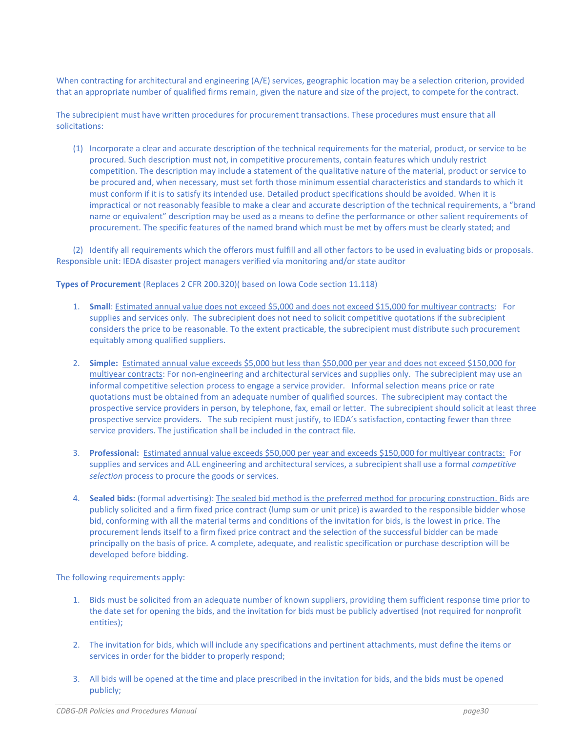When contracting for architectural and engineering (A/E) services, geographic location may be a selection criterion, provided that an appropriate number of qualified firms remain, given the nature and size of the project, to compete for the contract.

The subrecipient must have written procedures for procurement transactions. These procedures must ensure that all solicitations:

(1) Incorporate a clear and accurate description of the technical requirements for the material, product, or service to be procured. Such description must not, in competitive procurements, contain features which unduly restrict competition. The description may include a statement of the qualitative nature of the material, product or service to be procured and, when necessary, must set forth those minimum essential characteristics and standards to which it must conform if it is to satisfy its intended use. Detailed product specifications should be avoided. When it is impractical or not reasonably feasible to make a clear and accurate description of the technical requirements, a "brand name or equivalent" description may be used as a means to define the performance or other salient requirements of procurement. The specific features of the named brand which must be met by offers must be clearly stated; and

(2) Identify all requirements which the offerors must fulfill and all other factors to be used in evaluating bids or proposals.

Responsible unit: IEDA disaster project managers verified via monitoring and/or state auditor

**Types of Procurement** (Replaces 2 CFR 200.320)( based on Iowa Code section 11.118)

1. **Small**: Estimated annual value does not exceed $5,000 and does not exceed $15,000 for multiyear contracts: For supplies and services only. The subrecipient does not need to solicit competitive quotations if the subrecipient considers the price to be reasonable. To the extent practicable, the subrecipient must distribute such procurement equitably among qualified suppliers.

2. **Simple:** Estimated annual value exceeds $5,000 but less than $50,000 per year and does not exceed $150,000 for multiyear contracts: For non-engineering and architectural services and supplies only. The subrecipient may use an informal competitive selection process to engage a service provider. Informal selection means price or rate quotations must be obtained from an adequate number of qualified sources. The subrecipient may contact the prospective service providers in person, by telephone, fax, email or letter. The subrecipient should solicit at least three prospective service providers. The sub recipient must justify, to IEDA's satisfaction, contacting fewer than three service providers. The justification shall be included in the contract file.

3. **Professional:** Estimated annual value exceeds $50,000 per year and exceeds $150,000 for multiyear contracts: For supplies and services and ALL engineering and architectural services, a subrecipient shall use a formal *competitive selection* process to procure the goods or services.

4. **Sealed bids:** (formal advertising): The sealed bid method is the preferred method for procuring construction. Bids are publicly solicited and a firm fixed price contract (lump sum or unit price) is awarded to the responsible bidder whose bid, conforming with all the material terms and conditions of the invitation for bids, is the lowest in price. The procurement lends itself to a firm fixed price contract and the selection of the successful bidder can be made principally on the basis of price. A complete, adequate, and realistic specification or purchase description will be developed before bidding.

The following requirements apply:

1. Bids must be solicited from an adequate number of known suppliers, providing them sufficient response time prior to the date set for opening the bids, and the invitation for bids must be publicly advertised (not required for nonprofit entities);

2. The invitation for bids, which will include any specifications and pertinent attachments, must define the items or services in order for the bidder to properly respond;

3. All bids will be opened at the time and place prescribed in the invitation for bids, and the bids must be opened publicly;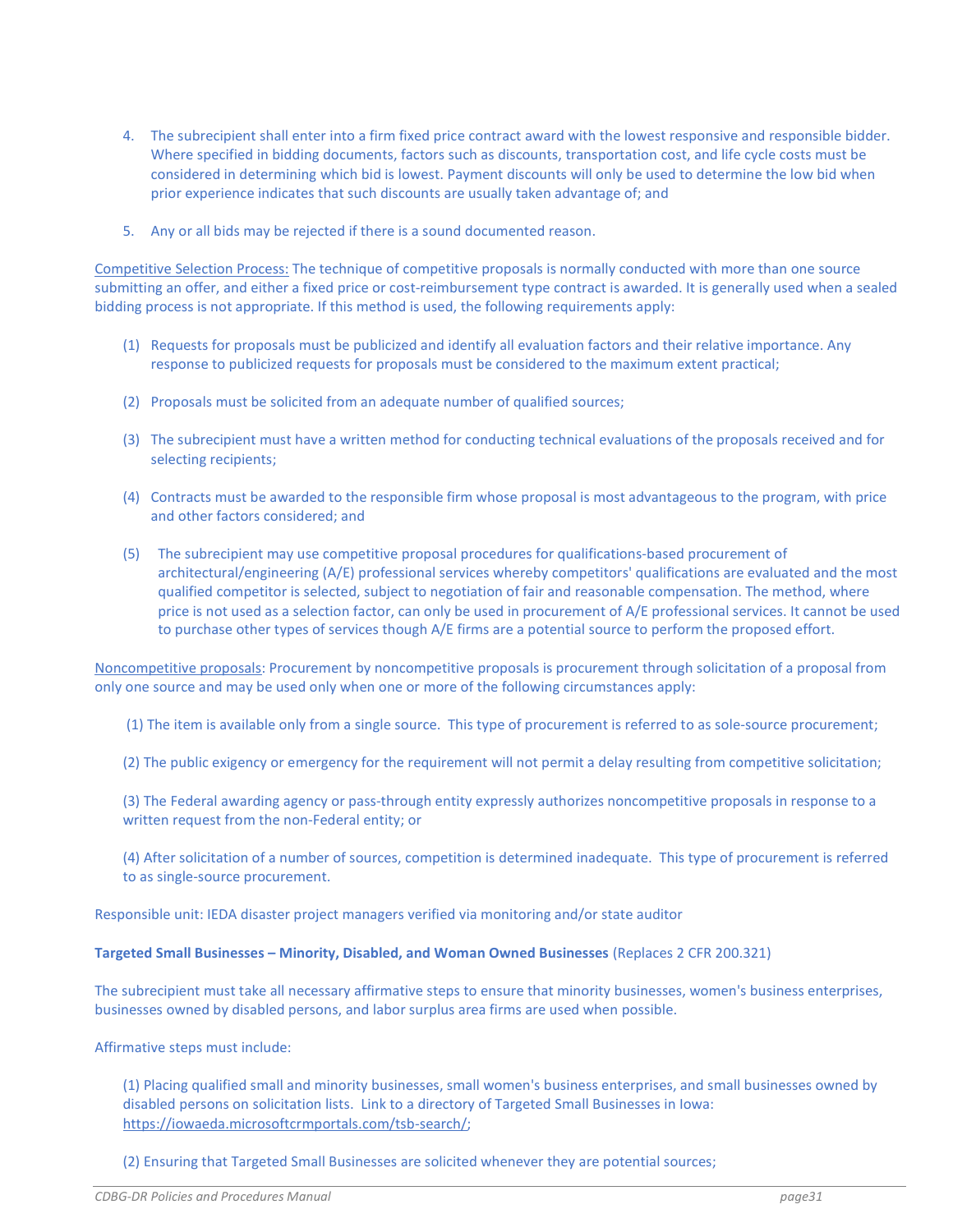4. The subrecipient shall enter into a firm fixed price contract award with the lowest responsive and responsible bidder. Where specified in bidding documents, factors such as discounts, transportation cost, and life cycle costs must be considered in determining which bid is lowest. Payment discounts will only be used to determine the low bid when prior experience indicates that such discounts are usually taken advantage of; and

5. Any or all bids may be rejected if there is a sound documented reason.

Competitive Selection Process: The technique of competitive proposals is normally conducted with more than one source submitting an offer, and either a fixed price or cost-reimbursement type contract is awarded. It is generally used when a sealed bidding process is not appropriate. If this method is used, the following requirements apply:

(1) Requests for proposals must be publicized and identify all evaluation factors and their relative importance. Any response to publicized requests for proposals must be considered to the maximum extent practical;

(2) Proposals must be solicited from an adequate number of qualified sources;

(3) The subrecipient must have a written method for conducting technical evaluations of the proposals received and for selecting recipients;

(4) Contracts must be awarded to the responsible firm whose proposal is most advantageous to the program, with price and other factors considered; and

(5) The subrecipient may use competitive proposal procedures for qualifications-based procurement of architectural/engineering (A/E) professional services whereby competitors' qualifications are evaluated and the most qualified competitor is selected, subject to negotiation of fair and reasonable compensation. The method, where price is not used as a selection factor, can only be used in procurement of A/E professional services. It cannot be used to purchase other types of services though A/E firms are a potential source to perform the proposed effort.

Noncompetitive proposals: Procurement by noncompetitive proposals is procurement through solicitation of a proposal from only one source and may be used only when one or more of the following circumstances apply:

(1) The item is available only from a single source. This type of procurement is referred to as sole-source procurement;

(2) The public exigency or emergency for the requirement will not permit a delay resulting from competitive solicitation;

(3) The Federal awarding agency or pass-through entity expressly authorizes noncompetitive proposals in response to a written request from the non-Federal entity; or

(4) After solicitation of a number of sources, competition is determined inadequate. This type of procurement is referred to as single-source procurement.

Responsible unit: IEDA disaster project managers verified via monitoring and/or state auditor

**Targeted Small Businesses – Minority, Disabled, and Woman Owned Businesses** (Replaces 2 CFR 200.321)

The subrecipient must take all necessary affirmative steps to ensure that minority businesses, women's business enterprises, businesses owned by disabled persons, and labor surplus area firms are used when possible.

Affirmative steps must include:

(1) Placing qualified small and minority businesses, small women's business enterprises, and small businesses owned by disabled persons on solicitation lists. Link to a directory of Targeted Small Businesses in Iowa: https://iowaeda.microsoftcrmportals.com/tsb-search/;

(2) Ensuring that Targeted Small Businesses are solicited whenever they are potential sources;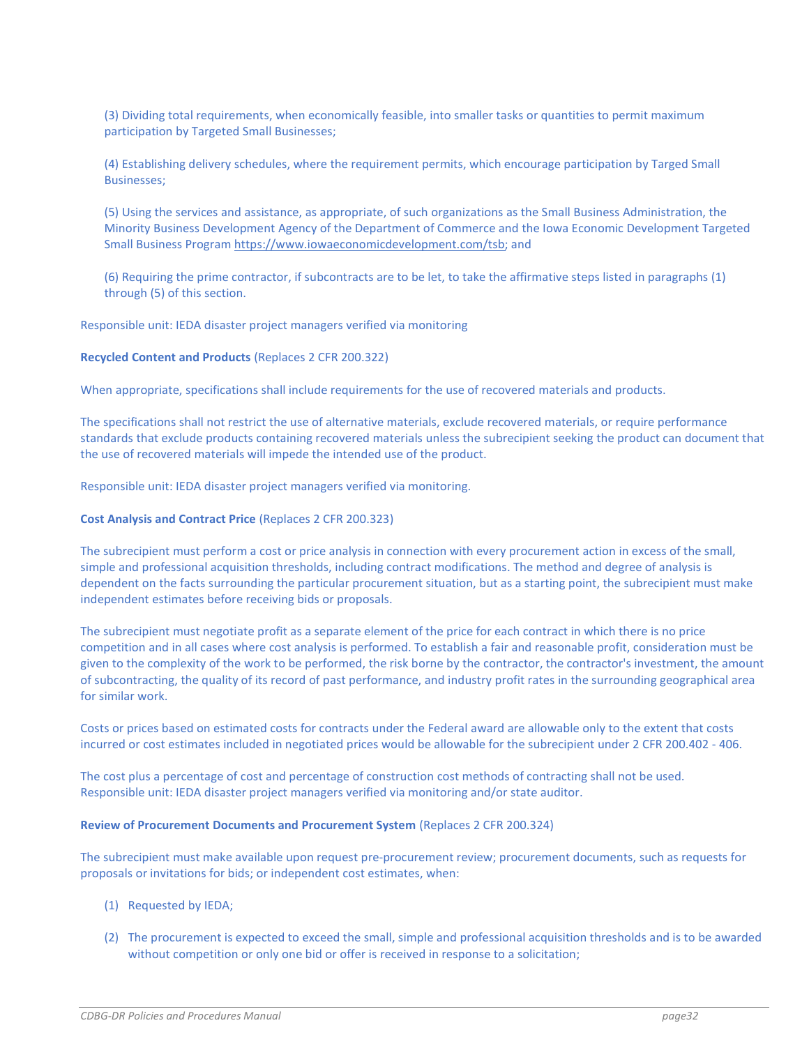(3) Dividing total requirements, when economically feasible, into smaller tasks or quantities to permit maximum participation by Targeted Small Businesses;

(4) Establishing delivery schedules, where the requirement permits, which encourage participation by Targed Small Businesses;

(5) Using the services and assistance, as appropriate, of such organizations as the Small Business Administration, the Minority Business Development Agency of the Department of Commerce and the Iowa Economic Development Targeted Small Business Program https://www.iowaeconomicdevelopment.com/tsb; and

(6) Requiring the prime contractor, if subcontracts are to be let, to take the affirmative steps listed in paragraphs (1) through (5) of this section.

Responsible unit: IEDA disaster project managers verified via monitoring

**Recycled Content and Products** (Replaces 2 CFR 200.322)

When appropriate, specifications shall include requirements for the use of recovered materials and products.

The specifications shall not restrict the use of alternative materials, exclude recovered materials, or require performance standards that exclude products containing recovered materials unless the subrecipient seeking the product can document that the use of recovered materials will impede the intended use of the product.

Responsible unit: IEDA disaster project managers verified via monitoring.

**Cost Analysis and Contract Price** (Replaces 2 CFR 200.323)

The subrecipient must perform a cost or price analysis in connection with every procurement action in excess of the small, simple and professional acquisition thresholds, including contract modifications. The method and degree of analysis is dependent on the facts surrounding the particular procurement situation, but as a starting point, the subrecipient must make independent estimates before receiving bids or proposals.

The subrecipient must negotiate profit as a separate element of the price for each contract in which there is no price competition and in all cases where cost analysis is performed. To establish a fair and reasonable profit, consideration must be given to the complexity of the work to be performed, the risk borne by the contractor, the contractor's investment, the amount of subcontracting, the quality of its record of past performance, and industry profit rates in the surrounding geographical area for similar work.

Costs or prices based on estimated costs for contracts under the Federal award are allowable only to the extent that costs incurred or cost estimates included in negotiated prices would be allowable for the subrecipient under 2 CFR 200.402 - 406.

The cost plus a percentage of cost and percentage of construction cost methods of contracting shall not be used.
Responsible unit: IEDA disaster project managers verified via monitoring and/or state auditor.

**Review of Procurement Documents and Procurement System** (Replaces 2 CFR 200.324)

The subrecipient must make available upon request pre-procurement review; procurement documents, such as requests for proposals or invitations for bids; or independent cost estimates, when:

(1) Requested by IEDA;

(2) The procurement is expected to exceed the small, simple and professional acquisition thresholds and is to be awarded without competition or only one bid or offer is received in response to a solicitation;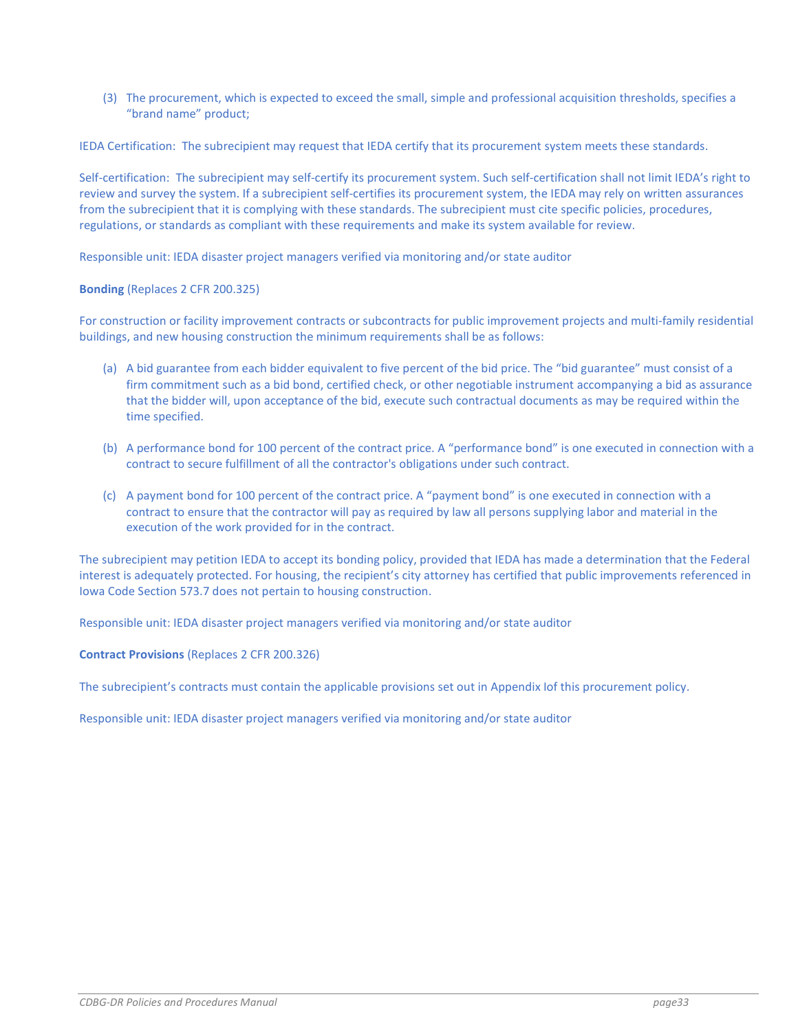(3) The procurement, which is expected to exceed the small, simple and professional acquisition thresholds, specifies a "brand name" product;

IEDA Certification: The subrecipient may request that IEDA certify that its procurement system meets these standards.

Self-certification: The subrecipient may self-certify its procurement system. Such self-certification shall not limit IEDA's right to review and survey the system. If a subrecipient self-certifies its procurement system, the IEDA may rely on written assurances from the subrecipient that it is complying with these standards. The subrecipient must cite specific policies, procedures, regulations, or standards as compliant with these requirements and make its system available for review.

Responsible unit: IEDA disaster project managers verified via monitoring and/or state auditor

**Bonding** (Replaces 2 CFR 200.325)

For construction or facility improvement contracts or subcontracts for public improvement projects and multi-family residential buildings, and new housing construction the minimum requirements shall be as follows:

(a) A bid guarantee from each bidder equivalent to five percent of the bid price. The "bid guarantee" must consist of a firm commitment such as a bid bond, certified check, or other negotiable instrument accompanying a bid as assurance that the bidder will, upon acceptance of the bid, execute such contractual documents as may be required within the time specified.

(b) A performance bond for 100 percent of the contract price. A "performance bond" is one executed in connection with a contract to secure fulfillment of all the contractor's obligations under such contract.

(c) A payment bond for 100 percent of the contract price. A "payment bond" is one executed in connection with a contract to ensure that the contractor will pay as required by law all persons supplying labor and material in the execution of the work provided for in the contract.

The subrecipient may petition IEDA to accept its bonding policy, provided that IEDA has made a determination that the Federal interest is adequately protected. For housing, the recipient's city attorney has certified that public improvements referenced in Iowa Code Section 573.7 does not pertain to housing construction.

Responsible unit: IEDA disaster project managers verified via monitoring and/or state auditor

**Contract Provisions** (Replaces 2 CFR 200.326)

The subrecipient's contracts must contain the applicable provisions set out in Appendix Iof this procurement policy.

Responsible unit: IEDA disaster project managers verified via monitoring and/or state auditor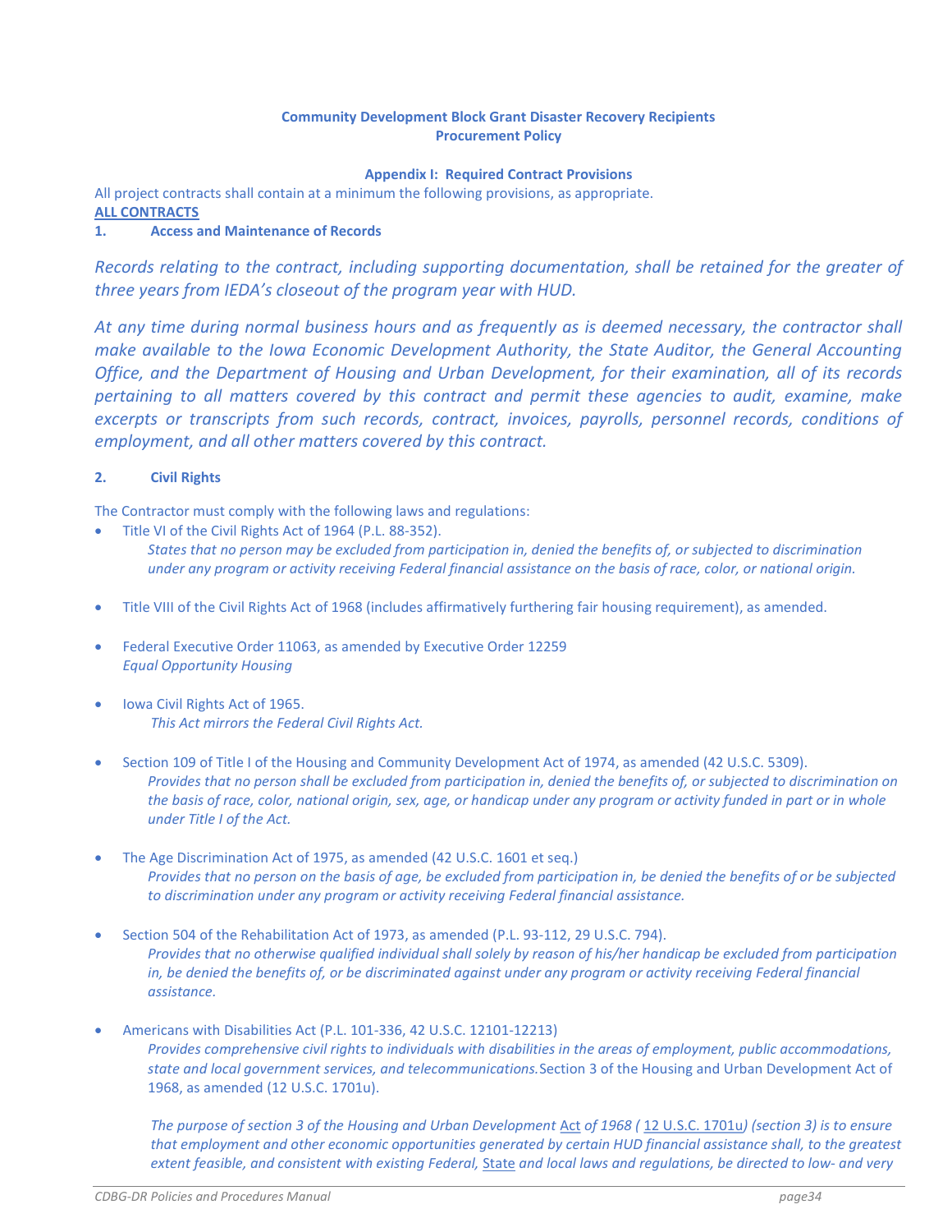**Community Development Block Grant Disaster Recovery Recipients**
**Procurement Policy**

**Appendix I: Required Contract Provisions**

All project contracts shall contain at a minimum the following provisions, as appropriate.

**ALL CONTRACTS**

**1. Access and Maintenance of Records**

*Records relating to the contract, including supporting documentation, shall be retained for the greater of three years from IEDA's closeout of the program year with HUD.*

*At any time during normal business hours and as frequently as is deemed necessary, the contractor shall make available to the Iowa Economic Development Authority, the State Auditor, the General Accounting Office, and the Department of Housing and Urban Development, for their examination, all of its records pertaining to all matters covered by this contract and permit these agencies to audit, examine, make excerpts or transcripts from such records, contract, invoices, payrolls, personnel records, conditions of employment, and all other matters covered by this contract.*

**2. Civil Rights**

The Contractor must comply with the following laws and regulations:

- Title VI of the Civil Rights Act of 1964 (P.L. 88-352).
  *States that no person may be excluded from participation in, denied the benefits of, or subjected to discrimination under any program or activity receiving Federal financial assistance on the basis of race, color, or national origin.*

- Title VIII of the Civil Rights Act of 1968 (includes affirmatively furthering fair housing requirement), as amended.

- Federal Executive Order 11063, as amended by Executive Order 12259
  *Equal Opportunity Housing*

- Iowa Civil Rights Act of 1965.
  *This Act mirrors the Federal Civil Rights Act.*

- Section 109 of Title I of the Housing and Community Development Act of 1974, as amended (42 U.S.C. 5309).
  *Provides that no person shall be excluded from participation in, denied the benefits of, or subjected to discrimination on the basis of race, color, national origin, sex, age, or handicap under any program or activity funded in part or in whole under Title I of the Act.*

- The Age Discrimination Act of 1975, as amended (42 U.S.C. 1601 et seq.)
  *Provides that no person on the basis of age, be excluded from participation in, be denied the benefits of or be subjected to discrimination under any program or activity receiving Federal financial assistance.*

- Section 504 of the Rehabilitation Act of 1973, as amended (P.L. 93-112, 29 U.S.C. 794).
  *Provides that no otherwise qualified individual shall solely by reason of his/her handicap be excluded from participation in, be denied the benefits of, or be discriminated against under any program or activity receiving Federal financial assistance.*

- Americans with Disabilities Act (P.L. 101-336, 42 U.S.C. 12101-12213)
  *Provides comprehensive civil rights to individuals with disabilities in the areas of employment, public accommodations, state and local government services, and telecommunications.* Section 3 of the Housing and Urban Development Act of 1968, as amended (12 U.S.C. 1701u).

  *The purpose of section 3 of the Housing and Urban Development Act of 1968 ( 12 U.S.C. 1701u) (section 3) is to ensure that employment and other economic opportunities generated by certain HUD financial assistance shall, to the greatest extent feasible, and consistent with existing Federal, State and local laws and regulations, be directed to low- and very*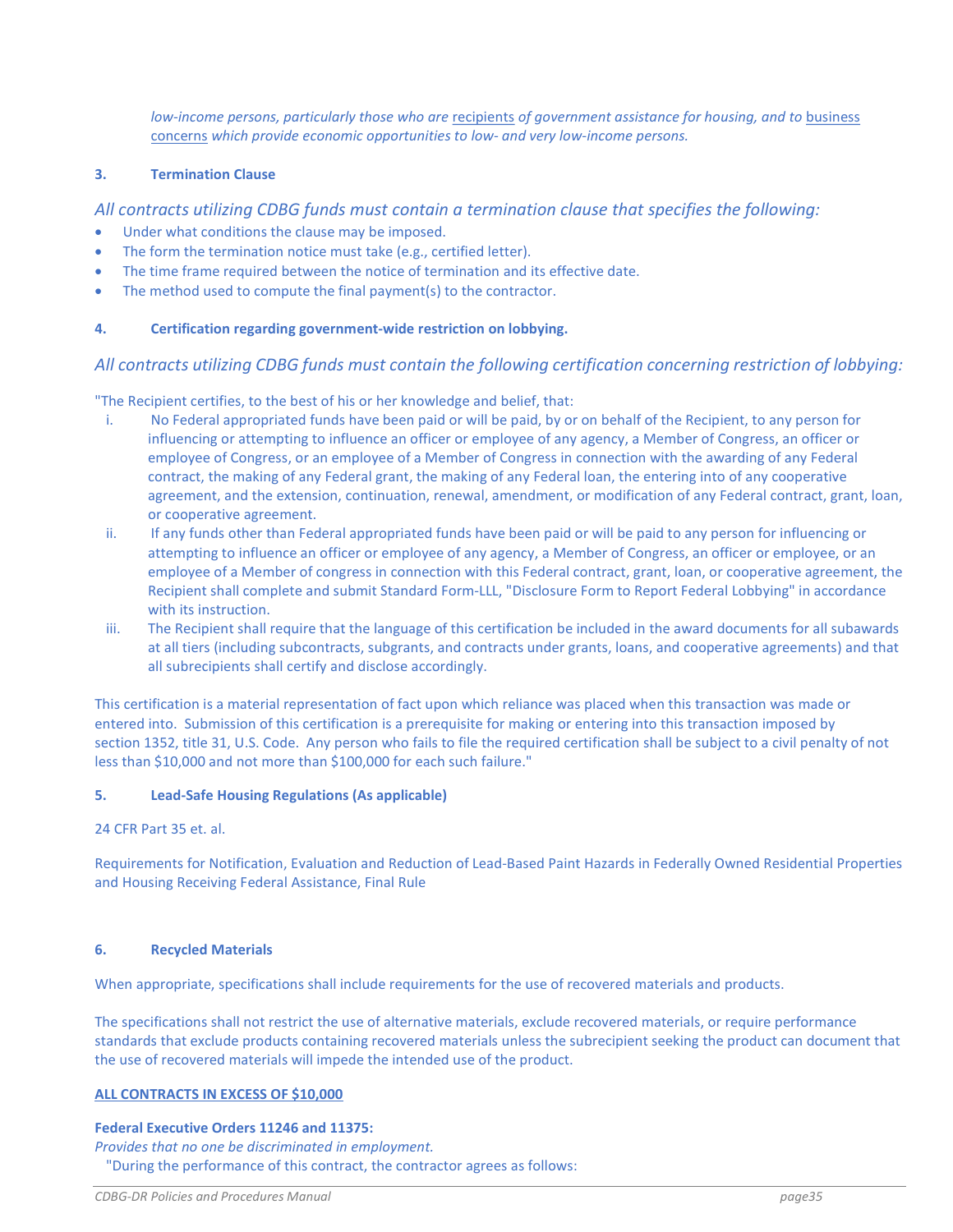*low-income persons, particularly those who are recipients of government assistance for housing, and to business concerns which provide economic opportunities to low- and very low-income persons.*

**3. Termination Clause**

*All contracts utilizing CDBG funds must contain a termination clause that specifies the following:*

- Under what conditions the clause may be imposed.
- The form the termination notice must take (e.g., certified letter).
- The time frame required between the notice of termination and its effective date.
- The method used to compute the final payment(s) to the contractor.

**4. Certification regarding government-wide restriction on lobbying.**

*All contracts utilizing CDBG funds must contain the following certification concerning restriction of lobbying:*

"The Recipient certifies, to the best of his or her knowledge and belief, that:

i. No Federal appropriated funds have been paid or will be paid, by or on behalf of the Recipient, to any person for influencing or attempting to influence an officer or employee of any agency, a Member of Congress, an officer or employee of Congress, or an employee of a Member of Congress in connection with the awarding of any Federal contract, the making of any Federal grant, the making of any Federal loan, the entering into of any cooperative agreement, and the extension, continuation, renewal, amendment, or modification of any Federal contract, grant, loan, or cooperative agreement.

ii. If any funds other than Federal appropriated funds have been paid or will be paid to any person for influencing or attempting to influence an officer or employee of any agency, a Member of Congress, an officer or employee, or an employee of a Member of congress in connection with this Federal contract, grant, loan, or cooperative agreement, the Recipient shall complete and submit Standard Form-LLL, "Disclosure Form to Report Federal Lobbying" in accordance with its instruction.

iii. The Recipient shall require that the language of this certification be included in the award documents for all subawards at all tiers (including subcontracts, subgrants, and contracts under grants, loans, and cooperative agreements) and that all subrecipients shall certify and disclose accordingly.

This certification is a material representation of fact upon which reliance was placed when this transaction was made or entered into. Submission of this certification is a prerequisite for making or entering into this transaction imposed by section 1352, title 31, U.S. Code. Any person who fails to file the required certification shall be subject to a civil penalty of not less than $10,000 and not more than $100,000 for each such failure."

**5. Lead-Safe Housing Regulations (As applicable)**

24 CFR Part 35 et. al.

Requirements for Notification, Evaluation and Reduction of Lead-Based Paint Hazards in Federally Owned Residential Properties and Housing Receiving Federal Assistance, Final Rule

**6. Recycled Materials**

When appropriate, specifications shall include requirements for the use of recovered materials and products.

The specifications shall not restrict the use of alternative materials, exclude recovered materials, or require performance standards that exclude products containing recovered materials unless the subrecipient seeking the product can document that the use of recovered materials will impede the intended use of the product.

**ALL CONTRACTS IN EXCESS OF $10,000**

**Federal Executive Orders 11246 and 11375:**
*Provides that no one be discriminated in employment.*

"During the performance of this contract, the contractor agrees as follows: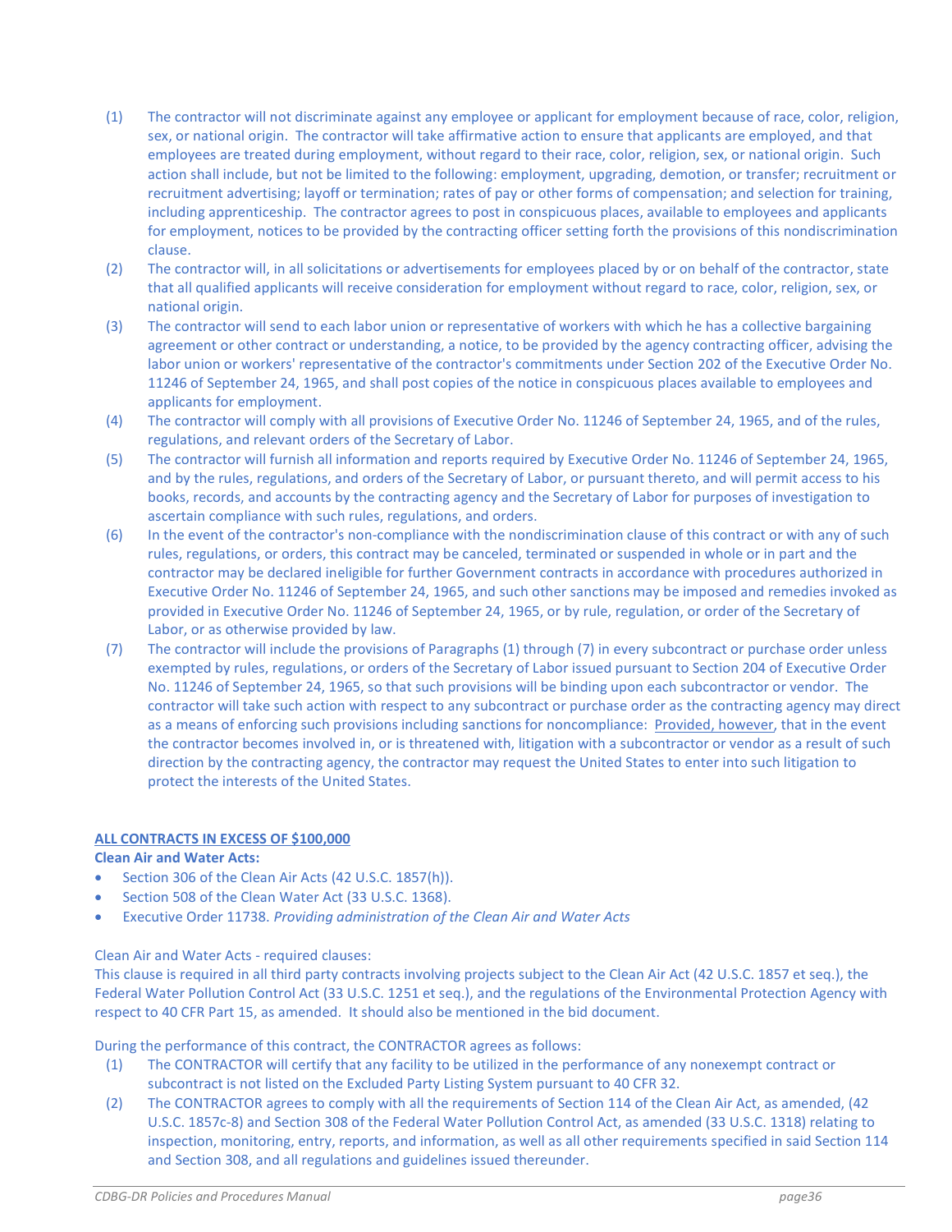(1) The contractor will not discriminate against any employee or applicant for employment because of race, color, religion, sex, or national origin. The contractor will take affirmative action to ensure that applicants are employed, and that employees are treated during employment, without regard to their race, color, religion, sex, or national origin. Such action shall include, but not be limited to the following: employment, upgrading, demotion, or transfer; recruitment or recruitment advertising; layoff or termination; rates of pay or other forms of compensation; and selection for training, including apprenticeship. The contractor agrees to post in conspicuous places, available to employees and applicants for employment, notices to be provided by the contracting officer setting forth the provisions of this nondiscrimination clause.

(2) The contractor will, in all solicitations or advertisements for employees placed by or on behalf of the contractor, state that all qualified applicants will receive consideration for employment without regard to race, color, religion, sex, or national origin.

(3) The contractor will send to each labor union or representative of workers with which he has a collective bargaining agreement or other contract or understanding, a notice, to be provided by the agency contracting officer, advising the labor union or workers' representative of the contractor's commitments under Section 202 of the Executive Order No. 11246 of September 24, 1965, and shall post copies of the notice in conspicuous places available to employees and applicants for employment.

(4) The contractor will comply with all provisions of Executive Order No. 11246 of September 24, 1965, and of the rules, regulations, and relevant orders of the Secretary of Labor.

(5) The contractor will furnish all information and reports required by Executive Order No. 11246 of September 24, 1965, and by the rules, regulations, and orders of the Secretary of Labor, or pursuant thereto, and will permit access to his books, records, and accounts by the contracting agency and the Secretary of Labor for purposes of investigation to ascertain compliance with such rules, regulations, and orders.

(6) In the event of the contractor's non-compliance with the nondiscrimination clause of this contract or with any of such rules, regulations, or orders, this contract may be canceled, terminated or suspended in whole or in part and the contractor may be declared ineligible for further Government contracts in accordance with procedures authorized in Executive Order No. 11246 of September 24, 1965, and such other sanctions may be imposed and remedies invoked as provided in Executive Order No. 11246 of September 24, 1965, or by rule, regulation, or order of the Secretary of Labor, or as otherwise provided by law.

(7) The contractor will include the provisions of Paragraphs (1) through (7) in every subcontract or purchase order unless exempted by rules, regulations, or orders of the Secretary of Labor issued pursuant to Section 204 of Executive Order No. 11246 of September 24, 1965, so that such provisions will be binding upon each subcontractor or vendor. The contractor will take such action with respect to any subcontract or purchase order as the contracting agency may direct as a means of enforcing such provisions including sanctions for noncompliance: Provided, however, that in the event the contractor becomes involved in, or is threatened with, litigation with a subcontractor or vendor as a result of such direction by the contracting agency, the contractor may request the United States to enter into such litigation to protect the interests of the United States.

**ALL CONTRACTS IN EXCESS OF $100,000**

**Clean Air and Water Acts:**

- Section 306 of the Clean Air Acts (42 U.S.C. 1857(h)).
- Section 508 of the Clean Water Act (33 U.S.C. 1368).
- Executive Order 11738. *Providing administration of the Clean Air and Water Acts*

Clean Air and Water Acts - required clauses:
This clause is required in all third party contracts involving projects subject to the Clean Air Act (42 U.S.C. 1857 et seq.), the Federal Water Pollution Control Act (33 U.S.C. 1251 et seq.), and the regulations of the Environmental Protection Agency with respect to 40 CFR Part 15, as amended. It should also be mentioned in the bid document.

During the performance of this contract, the CONTRACTOR agrees as follows:

(1) The CONTRACTOR will certify that any facility to be utilized in the performance of any nonexempt contract or subcontract is not listed on the Excluded Party Listing System pursuant to 40 CFR 32.

(2) The CONTRACTOR agrees to comply with all the requirements of Section 114 of the Clean Air Act, as amended, (42 U.S.C. 1857c-8) and Section 308 of the Federal Water Pollution Control Act, as amended (33 U.S.C. 1318) relating to inspection, monitoring, entry, reports, and information, as well as all other requirements specified in said Section 114 and Section 308, and all regulations and guidelines issued thereunder.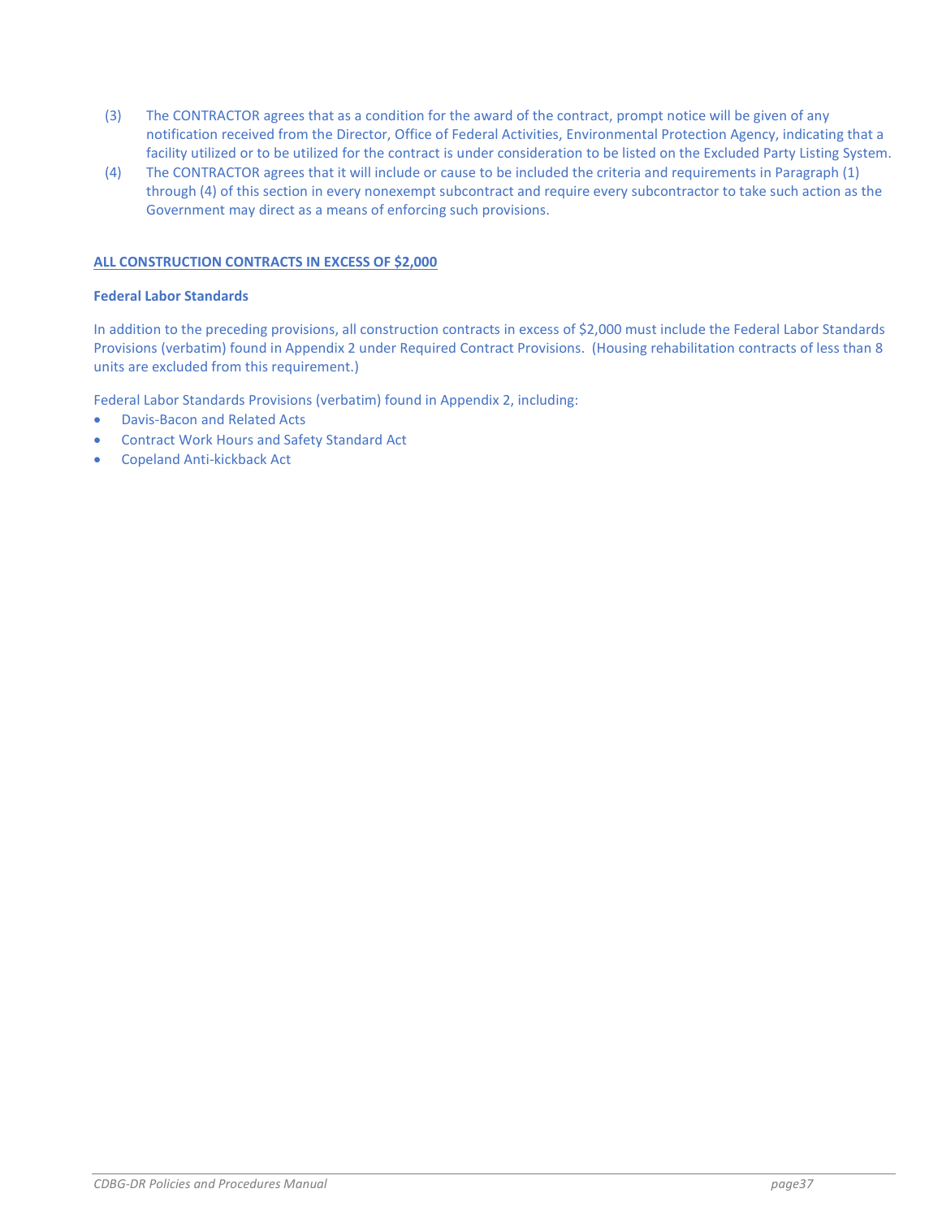(3) The CONTRACTOR agrees that as a condition for the award of the contract, prompt notice will be given of any notification received from the Director, Office of Federal Activities, Environmental Protection Agency, indicating that a facility utilized or to be utilized for the contract is under consideration to be listed on the Excluded Party Listing System.

(4) The CONTRACTOR agrees that it will include or cause to be included the criteria and requirements in Paragraph (1) through (4) of this section in every nonexempt subcontract and require every subcontractor to take such action as the Government may direct as a means of enforcing such provisions.

**ALL CONSTRUCTION CONTRACTS IN EXCESS OF $2,000**

**Federal Labor Standards**

In addition to the preceding provisions, all construction contracts in excess of $2,000 must include the Federal Labor Standards Provisions (verbatim) found in Appendix 2 under Required Contract Provisions. (Housing rehabilitation contracts of less than 8 units are excluded from this requirement.)

Federal Labor Standards Provisions (verbatim) found in Appendix 2, including:

- Davis-Bacon and Related Acts
- Contract Work Hours and Safety Standard Act
- Copeland Anti-kickback Act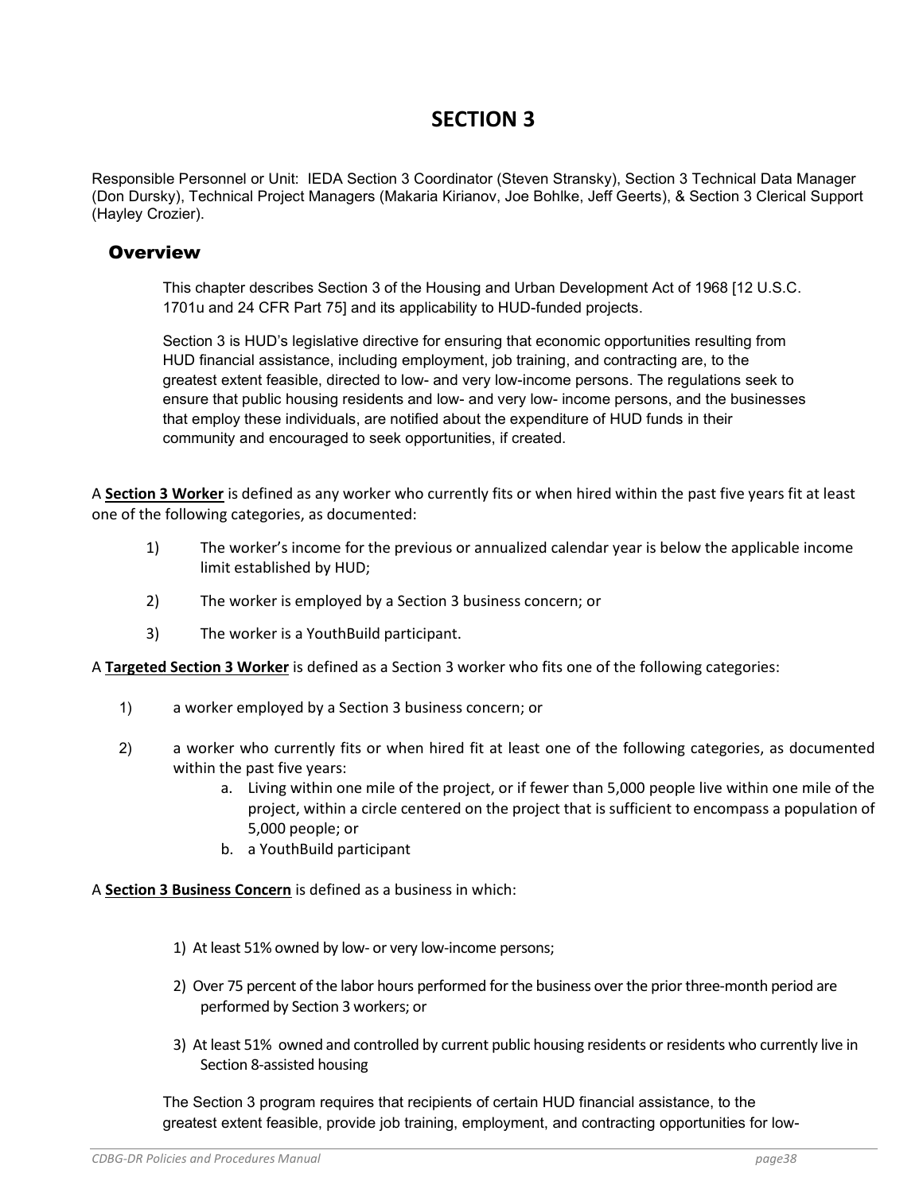# SECTION 3

Responsible Personnel or Unit: IEDA Section 3 Coordinator (Steven Stransky), Section 3 Technical Data Manager (Don Dursky), Technical Project Managers (Makaria Kirianov, Joe Bohlke, Jeff Geerts), & Section 3 Clerical Support (Hayley Crozier).

## Overview

This chapter describes Section 3 of the Housing and Urban Development Act of 1968 [12 U.S.C. 1701u and 24 CFR Part 75] and its applicability to HUD-funded projects.

Section 3 is HUD's legislative directive for ensuring that economic opportunities resulting from HUD financial assistance, including employment, job training, and contracting are, to the greatest extent feasible, directed to low- and very low-income persons. The regulations seek to ensure that public housing residents and low- and very low- income persons, and the businesses that employ these individuals, are notified about the expenditure of HUD funds in their community and encouraged to seek opportunities, if created.

A **Section 3 Worker** is defined as any worker who currently fits or when hired within the past five years fit at least one of the following categories, as documented:

1) The worker's income for the previous or annualized calendar year is below the applicable income limit established by HUD;
2) The worker is employed by a Section 3 business concern; or
3) The worker is a YouthBuild participant.

A **Targeted Section 3 Worker** is defined as a Section 3 worker who fits one of the following categories:

1) a worker employed by a Section 3 business concern; or
2) a worker who currently fits or when hired fit at least one of the following categories, as documented within the past five years:
   a. Living within one mile of the project, or if fewer than 5,000 people live within one mile of the project, within a circle centered on the project that is sufficient to encompass a population of 5,000 people; or
   b. a YouthBuild participant

A **Section 3 Business Concern** is defined as a business in which:

1) At least 51% owned by low- or very low-income persons;
2) Over 75 percent of the labor hours performed for the business over the prior three-month period are performed by Section 3 workers; or
3) At least 51% owned and controlled by current public housing residents or residents who currently live in Section 8-assisted housing

The Section 3 program requires that recipients of certain HUD financial assistance, to the greatest extent feasible, provide job training, employment, and contracting opportunities for low-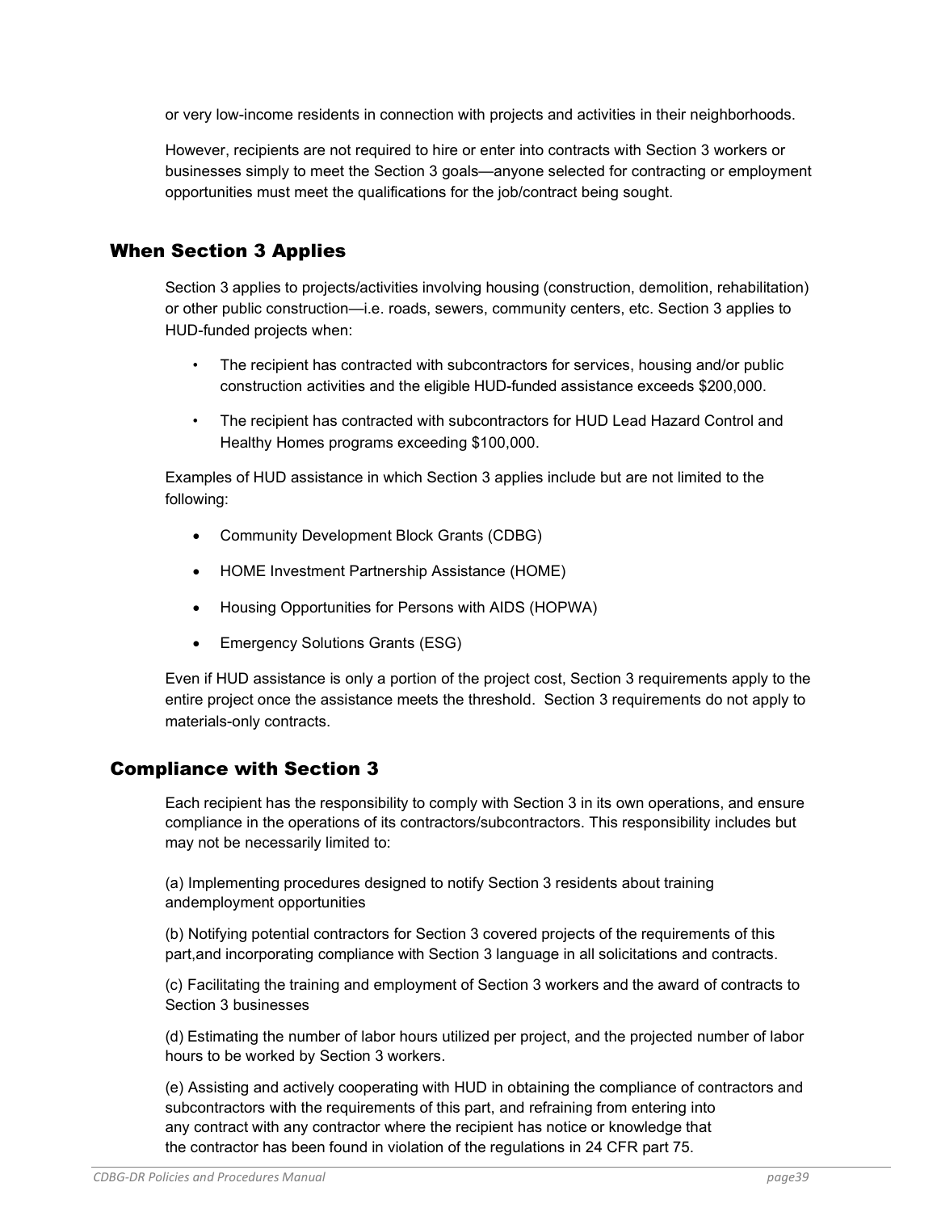or very low-income residents in connection with projects and activities in their neighborhoods.

However, recipients are not required to hire or enter into contracts with Section 3 workers or businesses simply to meet the Section 3 goals—anyone selected for contracting or employment opportunities must meet the qualifications for the job/contract being sought.

## When Section 3 Applies

Section 3 applies to projects/activities involving housing (construction, demolition, rehabilitation) or other public construction—i.e. roads, sewers, community centers, etc. Section 3 applies to HUD-funded projects when:

- The recipient has contracted with subcontractors for services, housing and/or public construction activities and the eligible HUD-funded assistance exceeds $200,000.
- The recipient has contracted with subcontractors for HUD Lead Hazard Control and Healthy Homes programs exceeding $100,000.

Examples of HUD assistance in which Section 3 applies include but are not limited to the following:

- Community Development Block Grants (CDBG)
- HOME Investment Partnership Assistance (HOME)
- Housing Opportunities for Persons with AIDS (HOPWA)
- Emergency Solutions Grants (ESG)

Even if HUD assistance is only a portion of the project cost, Section 3 requirements apply to the entire project once the assistance meets the threshold. Section 3 requirements do not apply to materials-only contracts.

## Compliance with Section 3

Each recipient has the responsibility to comply with Section 3 in its own operations, and ensure compliance in the operations of its contractors/subcontractors. This responsibility includes but may not be necessarily limited to:

(a) Implementing procedures designed to notify Section 3 residents about training andemployment opportunities

(b) Notifying potential contractors for Section 3 covered projects of the requirements of this part,and incorporating compliance with Section 3 language in all solicitations and contracts.

(c) Facilitating the training and employment of Section 3 workers and the award of contracts to Section 3 businesses

(d) Estimating the number of labor hours utilized per project, and the projected number of labor hours to be worked by Section 3 workers.

(e) Assisting and actively cooperating with HUD in obtaining the compliance of contractors and subcontractors with the requirements of this part, and refraining from entering into any contract with any contractor where the recipient has notice or knowledge that the contractor has been found in violation of the regulations in 24 CFR part 75.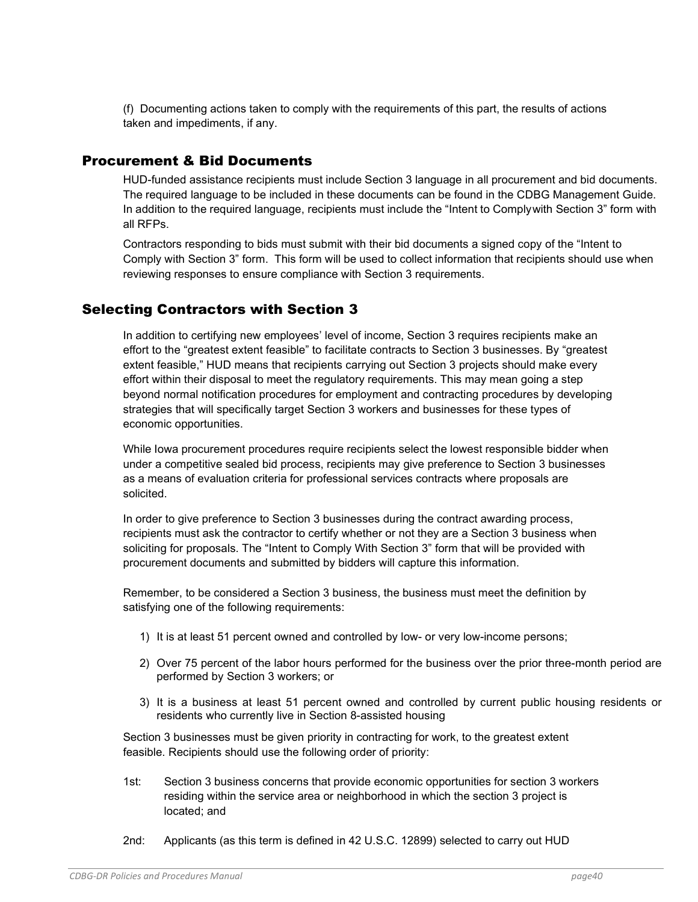(f) Documenting actions taken to comply with the requirements of this part, the results of actions taken and impediments, if any.

## Procurement & Bid Documents

HUD-funded assistance recipients must include Section 3 language in all procurement and bid documents. The required language to be included in these documents can be found in the CDBG Management Guide. In addition to the required language, recipients must include the "Intent to Complywith Section 3" form with all RFPs.

Contractors responding to bids must submit with their bid documents a signed copy of the "Intent to Comply with Section 3" form. This form will be used to collect information that recipients should use when reviewing responses to ensure compliance with Section 3 requirements.

## Selecting Contractors with Section 3

In addition to certifying new employees' level of income, Section 3 requires recipients make an effort to the "greatest extent feasible" to facilitate contracts to Section 3 businesses. By "greatest extent feasible," HUD means that recipients carrying out Section 3 projects should make every effort within their disposal to meet the regulatory requirements. This may mean going a step beyond normal notification procedures for employment and contracting procedures by developing strategies that will specifically target Section 3 workers and businesses for these types of economic opportunities.

While Iowa procurement procedures require recipients select the lowest responsible bidder when under a competitive sealed bid process, recipients may give preference to Section 3 businesses as a means of evaluation criteria for professional services contracts where proposals are solicited.

In order to give preference to Section 3 businesses during the contract awarding process, recipients must ask the contractor to certify whether or not they are a Section 3 business when soliciting for proposals. The "Intent to Comply With Section 3" form that will be provided with procurement documents and submitted by bidders will capture this information.

Remember, to be considered a Section 3 business, the business must meet the definition by satisfying one of the following requirements:

1) It is at least 51 percent owned and controlled by low- or very low-income persons;
2) Over 75 percent of the labor hours performed for the business over the prior three-month period are performed by Section 3 workers; or
3) It is a business at least 51 percent owned and controlled by current public housing residents or residents who currently live in Section 8-assisted housing

Section 3 businesses must be given priority in contracting for work, to the greatest extent feasible. Recipients should use the following order of priority:

1st: Section 3 business concerns that provide economic opportunities for section 3 workers residing within the service area or neighborhood in which the section 3 project is located; and

2nd: Applicants (as this term is defined in 42 U.S.C. 12899) selected to carry out HUD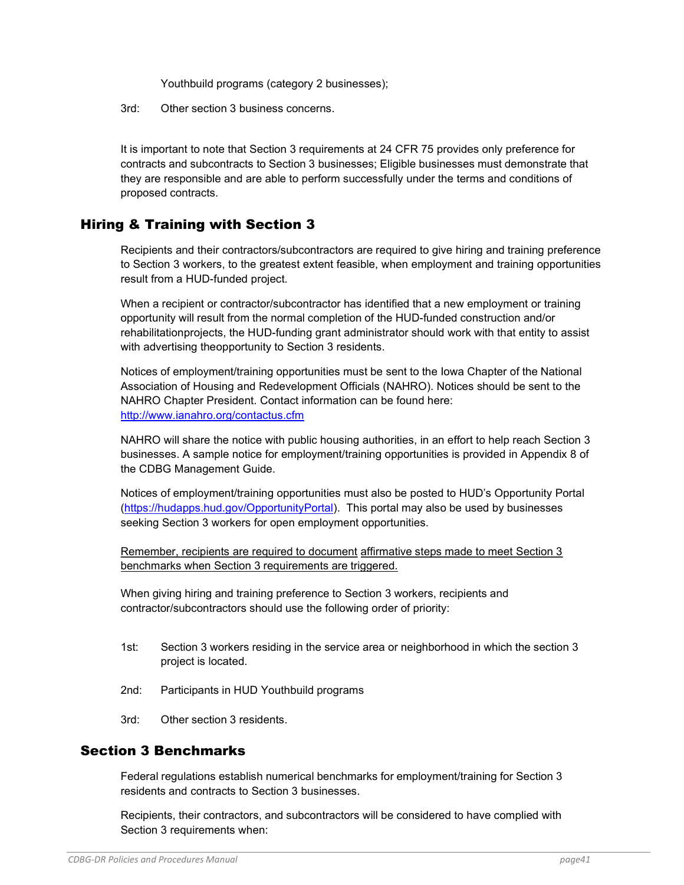Youthbuild programs (category 2 businesses);

3rd: Other section 3 business concerns.

It is important to note that Section 3 requirements at 24 CFR 75 provides only preference for contracts and subcontracts to Section 3 businesses; Eligible businesses must demonstrate that they are responsible and are able to perform successfully under the terms and conditions of proposed contracts.

## Hiring & Training with Section 3

Recipients and their contractors/subcontractors are required to give hiring and training preference to Section 3 workers, to the greatest extent feasible, when employment and training opportunities result from a HUD-funded project.

When a recipient or contractor/subcontractor has identified that a new employment or training opportunity will result from the normal completion of the HUD-funded construction and/or rehabilitationprojects, the HUD-funding grant administrator should work with that entity to assist with advertising theopportunity to Section 3 residents.

Notices of employment/training opportunities must be sent to the Iowa Chapter of the National Association of Housing and Redevelopment Officials (NAHRO). Notices should be sent to the NAHRO Chapter President. Contact information can be found here: [http://www.ianahro.org/contactus.cfm](http://www.ianahro.org/contactus.cfm)

NAHRO will share the notice with public housing authorities, in an effort to help reach Section 3 businesses. A sample notice for employment/training opportunities is provided in Appendix 8 of the CDBG Management Guide.

Notices of employment/training opportunities must also be posted to HUD's Opportunity Portal ([https://hudapps.hud.gov/OpportunityPortal](https://hudapps.hud.gov/OpportunityPortal)). This portal may also be used by businesses seeking Section 3 workers for open employment opportunities.

<u>Remember, recipients are required to document affirmative steps made to meet Section 3 benchmarks when Section 3 requirements are triggered.</u>

When giving hiring and training preference to Section 3 workers, recipients and contractor/subcontractors should use the following order of priority:

1st: Section 3 workers residing in the service area or neighborhood in which the section 3 project is located.

2nd: Participants in HUD Youthbuild programs

3rd: Other section 3 residents.

## Section 3 Benchmarks

Federal regulations establish numerical benchmarks for employment/training for Section 3 residents and contracts to Section 3 businesses.

Recipients, their contractors, and subcontractors will be considered to have complied with Section 3 requirements when: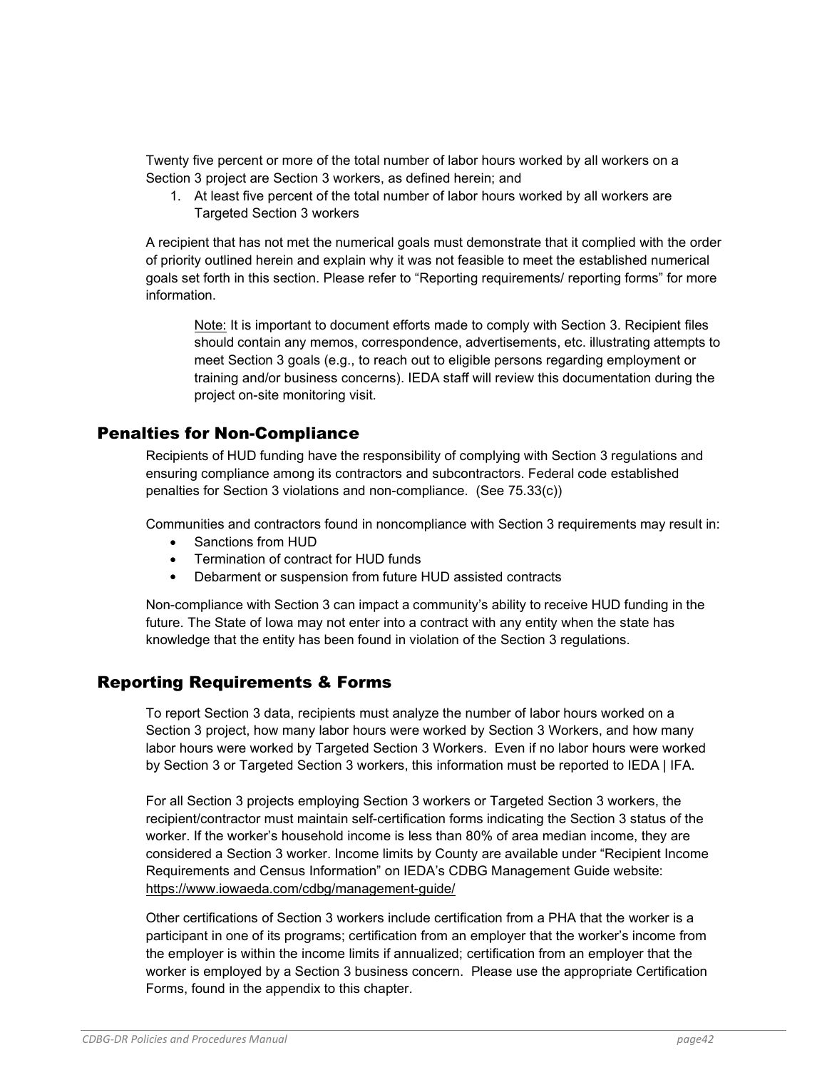Twenty five percent or more of the total number of labor hours worked by all workers on a Section 3 project are Section 3 workers, as defined herein; and

1. At least five percent of the total number of labor hours worked by all workers are Targeted Section 3 workers

A recipient that has not met the numerical goals must demonstrate that it complied with the order of priority outlined herein and explain why it was not feasible to meet the established numerical goals set forth in this section. Please refer to "Reporting requirements/ reporting forms" for more information.

> Note: It is important to document efforts made to comply with Section 3. Recipient files should contain any memos, correspondence, advertisements, etc. illustrating attempts to meet Section 3 goals (e.g., to reach out to eligible persons regarding employment or training and/or business concerns). IEDA staff will review this documentation during the project on-site monitoring visit.

## Penalties for Non-Compliance

Recipients of HUD funding have the responsibility of complying with Section 3 regulations and ensuring compliance among its contractors and subcontractors. Federal code established penalties for Section 3 violations and non-compliance. (See 75.33(c))

Communities and contractors found in noncompliance with Section 3 requirements may result in:

- Sanctions from HUD
- Termination of contract for HUD funds
- Debarment or suspension from future HUD assisted contracts

Non-compliance with Section 3 can impact a community's ability to receive HUD funding in the future. The State of Iowa may not enter into a contract with any entity when the state has knowledge that the entity has been found in violation of the Section 3 regulations.

## Reporting Requirements & Forms

To report Section 3 data, recipients must analyze the number of labor hours worked on a Section 3 project, how many labor hours were worked by Section 3 Workers, and how many labor hours were worked by Targeted Section 3 Workers. Even if no labor hours were worked by Section 3 or Targeted Section 3 workers, this information must be reported to IEDA | IFA.

For all Section 3 projects employing Section 3 workers or Targeted Section 3 workers, the recipient/contractor must maintain self-certification forms indicating the Section 3 status of the worker. If the worker's household income is less than 80% of area median income, they are considered a Section 3 worker. Income limits by County are available under "Recipient Income Requirements and Census Information" on IEDA's CDBG Management Guide website: https://www.iowaeda.com/cdbg/management-guide/

Other certifications of Section 3 workers include certification from a PHA that the worker is a participant in one of its programs; certification from an employer that the worker's income from the employer is within the income limits if annualized; certification from an employer that the worker is employed by a Section 3 business concern. Please use the appropriate Certification Forms, found in the appendix to this chapter.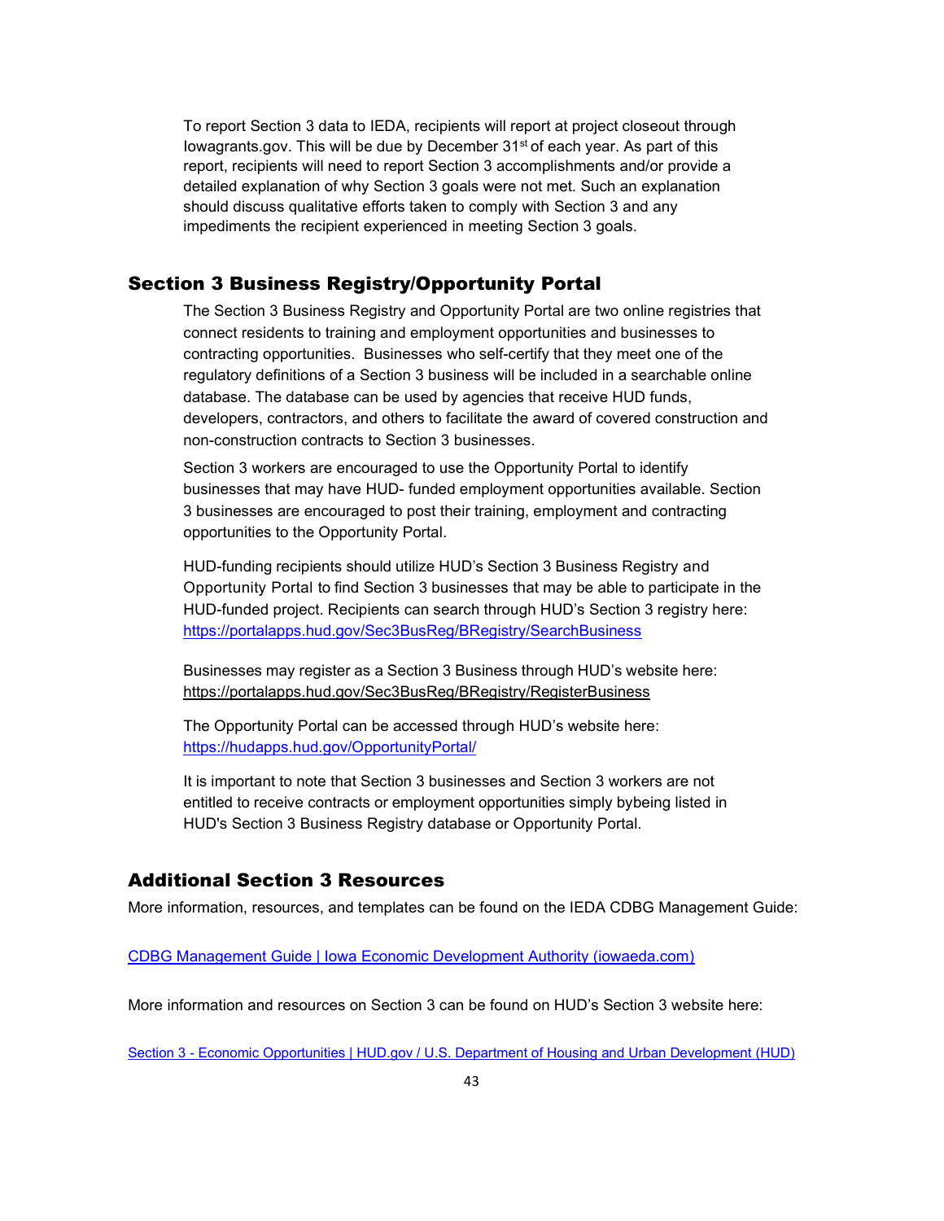To report Section 3 data to IEDA, recipients will report at project closeout through Iowagrants.gov. This will be due by December 31st of each year. As part of this report, recipients will need to report Section 3 accomplishments and/or provide a detailed explanation of why Section 3 goals were not met. Such an explanation should discuss qualitative efforts taken to comply with Section 3 and any impediments the recipient experienced in meeting Section 3 goals.

## Section 3 Business Registry/Opportunity Portal

The Section 3 Business Registry and Opportunity Portal are two online registries that connect residents to training and employment opportunities and businesses to contracting opportunities. Businesses who self-certify that they meet one of the regulatory definitions of a Section 3 business will be included in a searchable online database. The database can be used by agencies that receive HUD funds, developers, contractors, and others to facilitate the award of covered construction and non-construction contracts to Section 3 businesses.

Section 3 workers are encouraged to use the Opportunity Portal to identify businesses that may have HUD- funded employment opportunities available. Section 3 businesses are encouraged to post their training, employment and contracting opportunities to the Opportunity Portal.

HUD-funding recipients should utilize HUD's Section 3 Business Registry and Opportunity Portal to find Section 3 businesses that may be able to participate in the HUD-funded project. Recipients can search through HUD's Section 3 registry here: https://portalapps.hud.gov/Sec3BusReg/BRegistry/SearchBusiness

Businesses may register as a Section 3 Business through HUD's website here: https://portalapps.hud.gov/Sec3BusReg/BRegistry/RegisterBusiness

The Opportunity Portal can be accessed through HUD's website here: https://hudapps.hud.gov/OpportunityPortal/

It is important to note that Section 3 businesses and Section 3 workers are not entitled to receive contracts or employment opportunities simply bybeing listed in HUD's Section 3 Business Registry database or Opportunity Portal.

## Additional Section 3 Resources

More information, resources, and templates can be found on the IEDA CDBG Management Guide:

CDBG Management Guide | Iowa Economic Development Authority (iowaeda.com)

More information and resources on Section 3 can be found on HUD's Section 3 website here:

Section 3 - Economic Opportunities | HUD.gov / U.S. Department of Housing and Urban Development (HUD)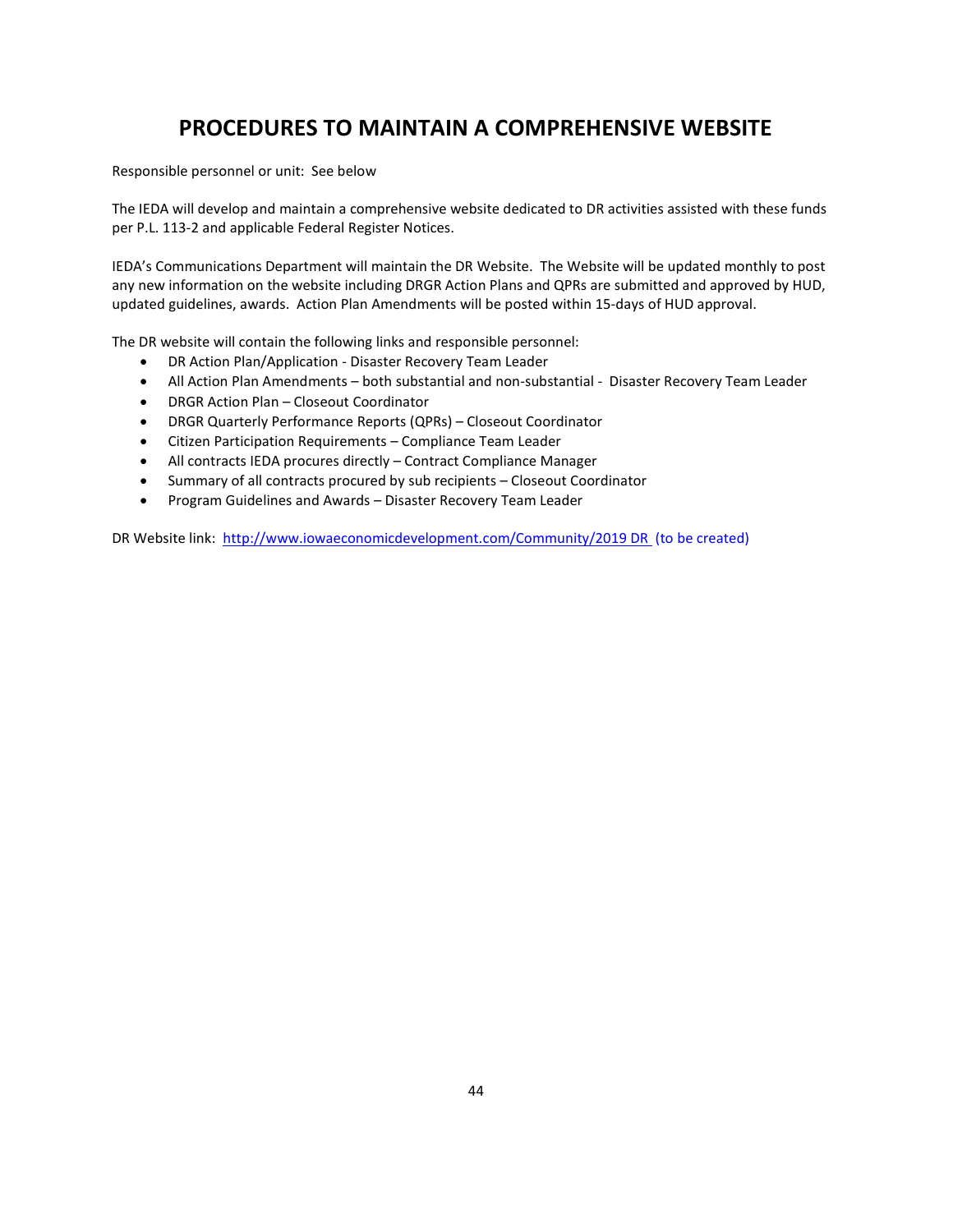# PROCEDURES TO MAINTAIN A COMPREHENSIVE WEBSITE

Responsible personnel or unit: See below

The IEDA will develop and maintain a comprehensive website dedicated to DR activities assisted with these funds per P.L. 113-2 and applicable Federal Register Notices.

IEDA's Communications Department will maintain the DR Website. The Website will be updated monthly to post any new information on the website including DRGR Action Plans and QPRs are submitted and approved by HUD, updated guidelines, awards. Action Plan Amendments will be posted within 15-days of HUD approval.

The DR website will contain the following links and responsible personnel:

- DR Action Plan/Application - Disaster Recovery Team Leader
- All Action Plan Amendments – both substantial and non-substantial - Disaster Recovery Team Leader
- DRGR Action Plan – Closeout Coordinator
- DRGR Quarterly Performance Reports (QPRs) – Closeout Coordinator
- Citizen Participation Requirements – Compliance Team Leader
- All contracts IEDA procures directly – Contract Compliance Manager
- Summary of all contracts procured by sub recipients – Closeout Coordinator
- Program Guidelines and Awards – Disaster Recovery Team Leader

DR Website link: http://www.iowaeconomicdevelopment.com/Community/2019 DR (to be created)